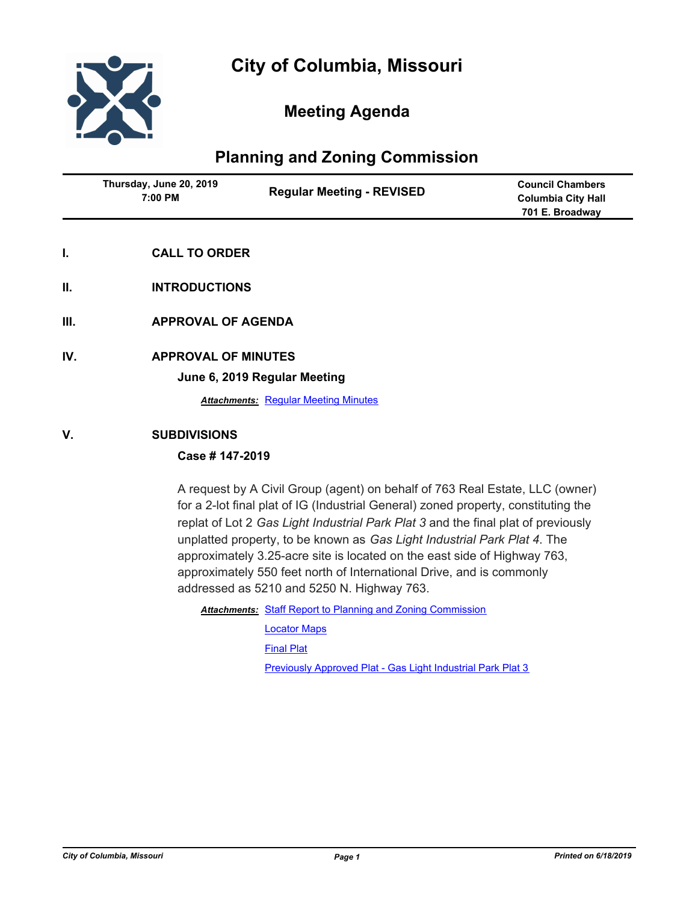# City of Columbia, Missouri

## Meeting Agenda

## Planning and Zoning Commission

| Thursday, June 20, 2019 7:00 PM | Regular Meeting - REVISED | Council Chambers Columbia City Hall 701 E. Broadway |
|---|---|---|

**I. CALL TO ORDER**

**II. INTRODUCTIONS**

**III. APPROVAL OF AGENDA**

**IV. APPROVAL OF MINUTES**

**June 6, 2019 Regular Meeting**

***Attachments:*** Regular Meeting Minutes

**V. SUBDIVISIONS**

**Case # 147-2019**

A request by A Civil Group (agent) on behalf of 763 Real Estate, LLC (owner) for a 2-lot final plat of IG (Industrial General) zoned property, constituting the replat of Lot 2 *Gas Light Industrial Park Plat 3* and the final plat of previously unplatted property, to be known as *Gas Light Industrial Park Plat 4*. The approximately 3.25-acre site is located on the east side of Highway 763, approximately 550 feet north of International Drive, and is commonly addressed as 5210 and 5250 N. Highway 763.

***Attachments:*** Staff Report to Planning and Zoning Commission

Locator Maps

Final Plat

Previously Approved Plat - Gas Light Industrial Park Plat 3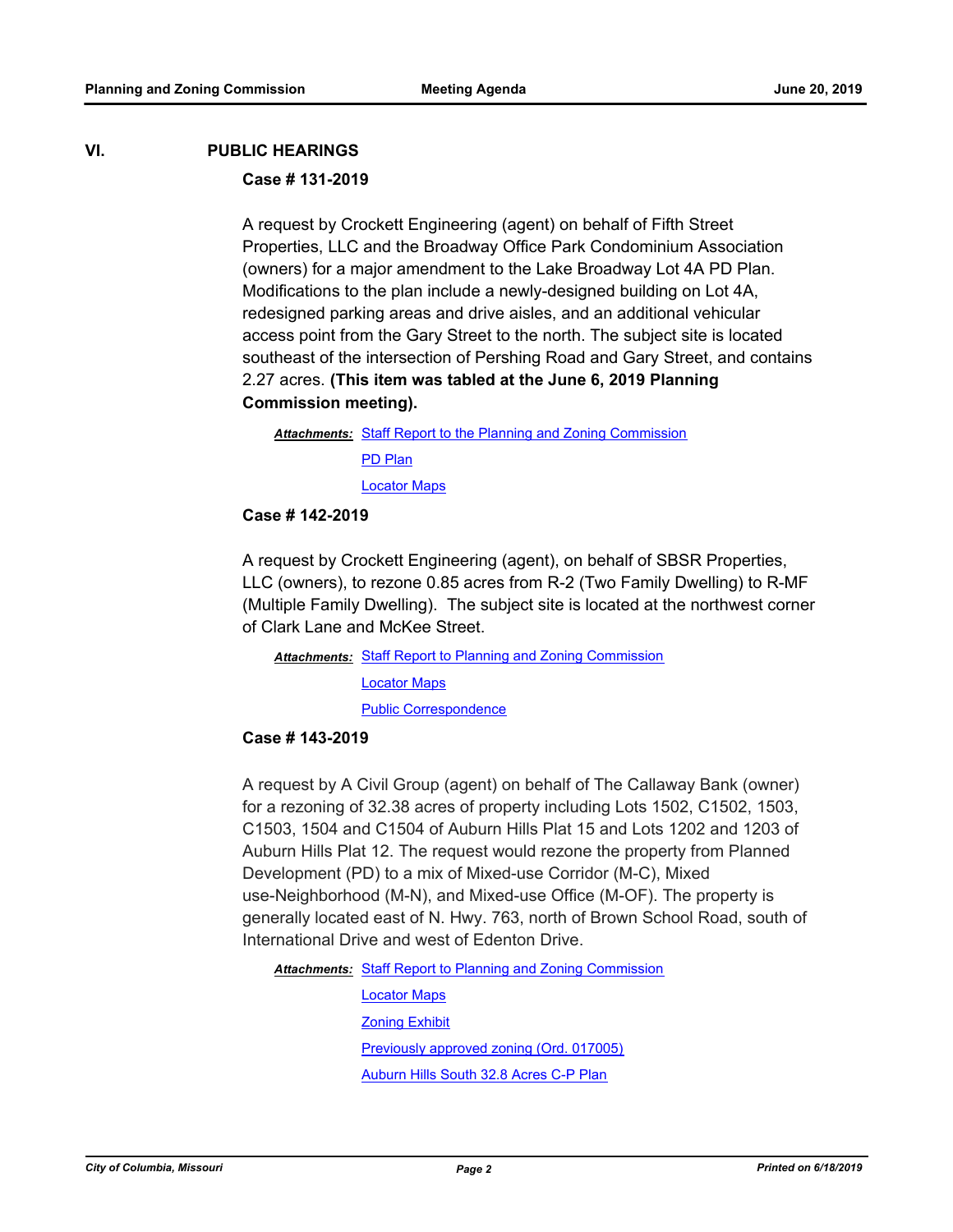## VI. PUBLIC HEARINGS

### Case # 131-2019

A request by Crockett Engineering (agent) on behalf of Fifth Street Properties, LLC and the Broadway Office Park Condominium Association (owners) for a major amendment to the Lake Broadway Lot 4A PD Plan. Modifications to the plan include a newly-designed building on Lot 4A, redesigned parking areas and drive aisles, and an additional vehicular access point from the Gary Street to the north. The subject site is located southeast of the intersection of Pershing Road and Gary Street, and contains 2.27 acres. **(This item was tabled at the June 6, 2019 Planning Commission meeting).**

***Attachments:*** Staff Report to the Planning and Zoning Commission
PD Plan
Locator Maps

### Case # 142-2019

A request by Crockett Engineering (agent), on behalf of SBSR Properties, LLC (owners), to rezone 0.85 acres from R-2 (Two Family Dwelling) to R-MF (Multiple Family Dwelling). The subject site is located at the northwest corner of Clark Lane and McKee Street.

***Attachments:*** Staff Report to Planning and Zoning Commission
Locator Maps
Public Correspondence

### Case # 143-2019

A request by A Civil Group (agent) on behalf of The Callaway Bank (owner) for a rezoning of 32.38 acres of property including Lots 1502, C1502, 1503, C1503, 1504 and C1504 of Auburn Hills Plat 15 and Lots 1202 and 1203 of Auburn Hills Plat 12. The request would rezone the property from Planned Development (PD) to a mix of Mixed-use Corridor (M-C), Mixed use-Neighborhood (M-N), and Mixed-use Office (M-OF). The property is generally located east of N. Hwy. 763, north of Brown School Road, south of International Drive and west of Edenton Drive.

***Attachments:*** Staff Report to Planning and Zoning Commission
Locator Maps
Zoning Exhibit
Previously approved zoning (Ord. 017005)
Auburn Hills South 32.8 Acres C-P Plan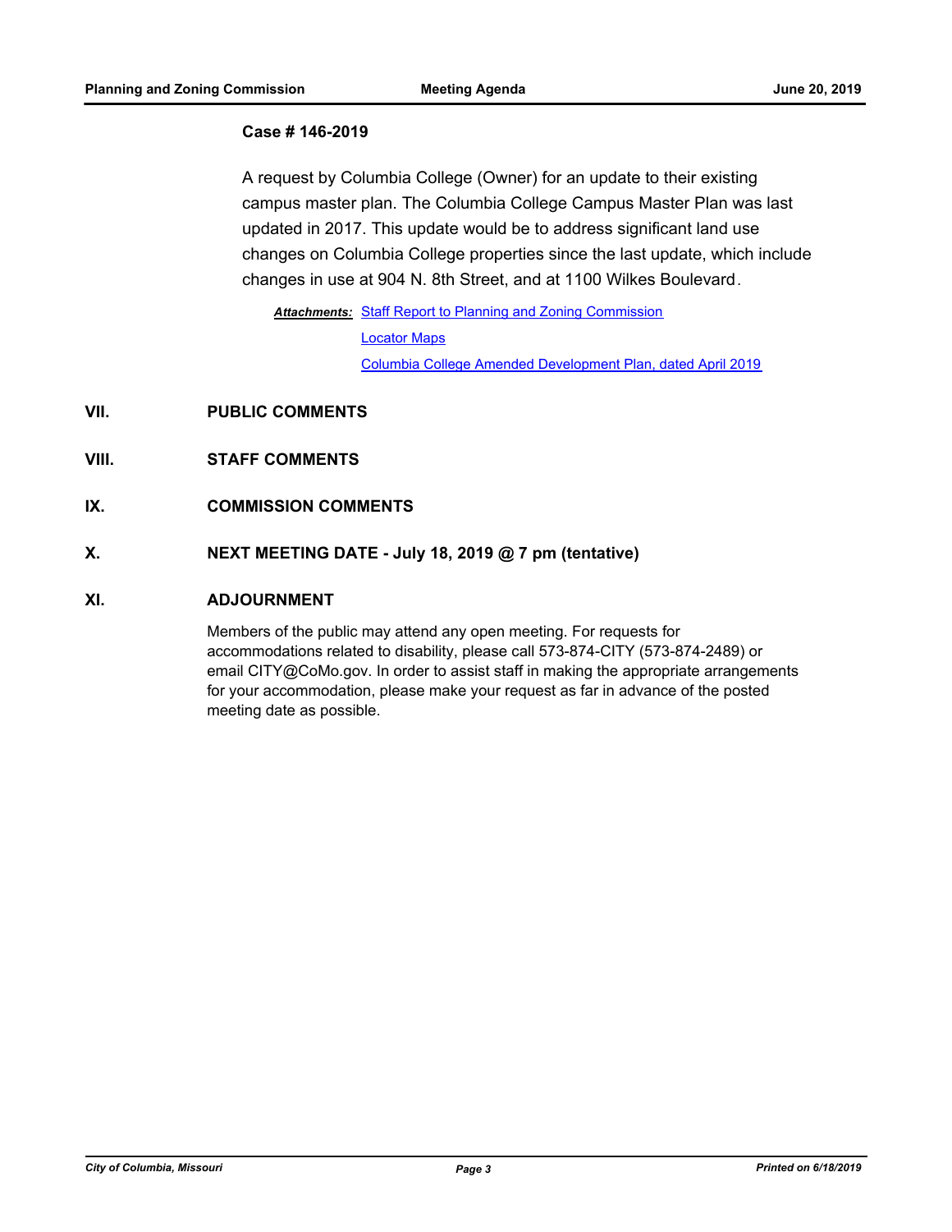**Case # 146-2019**

A request by Columbia College (Owner) for an update to their existing campus master plan. The Columbia College Campus Master Plan was last updated in 2017. This update would be to address significant land use changes on Columbia College properties since the last update, which include changes in use at 904 N. 8th Street, and at 1100 Wilkes Boulevard.

***Attachments:*** Staff Report to Planning and Zoning Commission
Locator Maps
Columbia College Amended Development Plan, dated April 2019

## VII. PUBLIC COMMENTS

## VIII. STAFF COMMENTS

## IX. COMMISSION COMMENTS

## X. NEXT MEETING DATE - July 18, 2019 @ 7 pm (tentative)

## XI. ADJOURNMENT

Members of the public may attend any open meeting. For requests for accommodations related to disability, please call 573-874-CITY (573-874-2489) or email CITY@CoMo.gov. In order to assist staff in making the appropriate arrangements for your accommodation, please make your request as far in advance of the posted meeting date as possible.